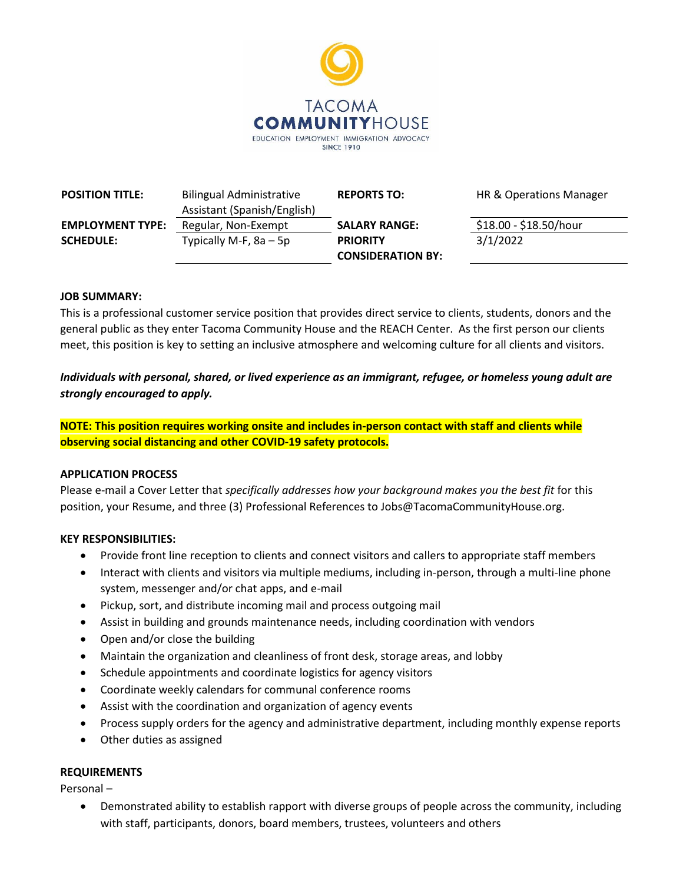TACOMA **COMMUNITY**HOUSE

EDUCATION EMPLOYMENT IMMIGRATION ADVOCACY

SINCE 1910

| **POSITION TITLE:** | Bilingual Administrative Assistant (Spanish/English) | **REPORTS TO:** | HR & Operations Manager |
|---|---|---|---|
| **EMPLOYMENT TYPE:** | Regular, Non-Exempt | **SALARY RANGE:** | $18.00 - $18.50/hour |
| **SCHEDULE:** | Typically M-F, 8a – 5p | **PRIORITY CONSIDERATION BY:** | 3/1/2022 |

**JOB SUMMARY:**

This is a professional customer service position that provides direct service to clients, students, donors and the general public as they enter Tacoma Community House and the REACH Center. As the first person our clients meet, this position is key to setting an inclusive atmosphere and welcoming culture for all clients and visitors.

***Individuals with personal, shared, or lived experience as an immigrant, refugee, or homeless young adult are strongly encouraged to apply.***

**NOTE: This position requires working onsite and includes in-person contact with staff and clients while observing social distancing and other COVID-19 safety protocols.**

**APPLICATION PROCESS**

Please e-mail a Cover Letter that *specifically addresses how your background makes you the best fit* for this position, your Resume, and three (3) Professional References to Jobs@TacomaCommunityHouse.org.

**KEY RESPONSIBILITIES:**

- Provide front line reception to clients and connect visitors and callers to appropriate staff members
- Interact with clients and visitors via multiple mediums, including in-person, through a multi-line phone system, messenger and/or chat apps, and e-mail
- Pickup, sort, and distribute incoming mail and process outgoing mail
- Assist in building and grounds maintenance needs, including coordination with vendors
- Open and/or close the building
- Maintain the organization and cleanliness of front desk, storage areas, and lobby
- Schedule appointments and coordinate logistics for agency visitors
- Coordinate weekly calendars for communal conference rooms
- Assist with the coordination and organization of agency events
- Process supply orders for the agency and administrative department, including monthly expense reports
- Other duties as assigned

**REQUIREMENTS**

Personal –

- Demonstrated ability to establish rapport with diverse groups of people across the community, including with staff, participants, donors, board members, trustees, volunteers and others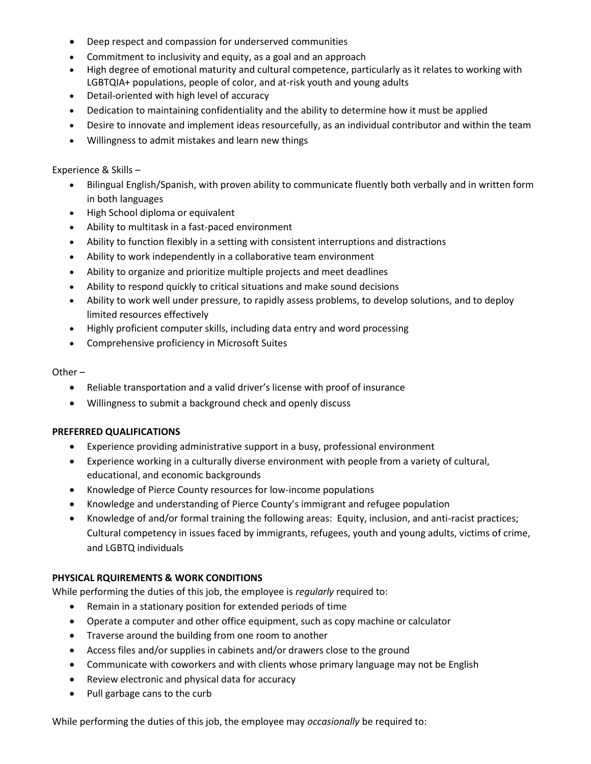- Deep respect and compassion for underserved communities
- Commitment to inclusivity and equity, as a goal and an approach
- High degree of emotional maturity and cultural competence, particularly as it relates to working with LGBTQIA+ populations, people of color, and at-risk youth and young adults
- Detail-oriented with high level of accuracy
- Dedication to maintaining confidentiality and the ability to determine how it must be applied
- Desire to innovate and implement ideas resourcefully, as an individual contributor and within the team
- Willingness to admit mistakes and learn new things

Experience & Skills –

- Bilingual English/Spanish, with proven ability to communicate fluently both verbally and in written form in both languages
- High School diploma or equivalent
- Ability to multitask in a fast-paced environment
- Ability to function flexibly in a setting with consistent interruptions and distractions
- Ability to work independently in a collaborative team environment
- Ability to organize and prioritize multiple projects and meet deadlines
- Ability to respond quickly to critical situations and make sound decisions
- Ability to work well under pressure, to rapidly assess problems, to develop solutions, and to deploy limited resources effectively
- Highly proficient computer skills, including data entry and word processing
- Comprehensive proficiency in Microsoft Suites

Other –

- Reliable transportation and a valid driver's license with proof of insurance
- Willingness to submit a background check and openly discuss

**PREFERRED QUALIFICATIONS**

- Experience providing administrative support in a busy, professional environment
- Experience working in a culturally diverse environment with people from a variety of cultural, educational, and economic backgrounds
- Knowledge of Pierce County resources for low-income populations
- Knowledge and understanding of Pierce County's immigrant and refugee population
- Knowledge of and/or formal training the following areas: Equity, inclusion, and anti-racist practices; Cultural competency in issues faced by immigrants, refugees, youth and young adults, victims of crime, and LGBTQ individuals

**PHYSICAL RQUIREMENTS & WORK CONDITIONS**

While performing the duties of this job, the employee is *regularly* required to:

- Remain in a stationary position for extended periods of time
- Operate a computer and other office equipment, such as copy machine or calculator
- Traverse around the building from one room to another
- Access files and/or supplies in cabinets and/or drawers close to the ground
- Communicate with coworkers and with clients whose primary language may not be English
- Review electronic and physical data for accuracy
- Pull garbage cans to the curb

While performing the duties of this job, the employee may *occasionally* be required to: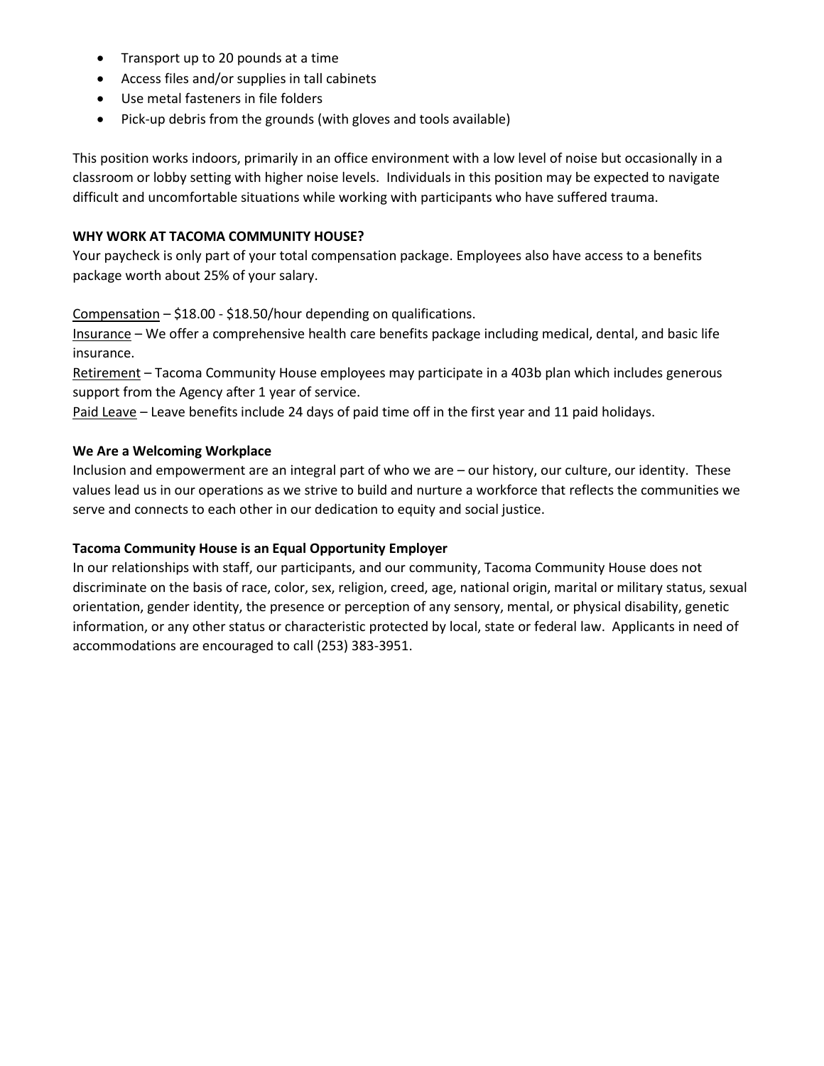- Transport up to 20 pounds at a time
- Access files and/or supplies in tall cabinets
- Use metal fasteners in file folders
- Pick-up debris from the grounds (with gloves and tools available)

This position works indoors, primarily in an office environment with a low level of noise but occasionally in a classroom or lobby setting with higher noise levels. Individuals in this position may be expected to navigate difficult and uncomfortable situations while working with participants who have suffered trauma.

**WHY WORK AT TACOMA COMMUNITY HOUSE?**

Your paycheck is only part of your total compensation package. Employees also have access to a benefits package worth about 25% of your salary.

<u>Compensation</u> – $18.00 - $18.50/hour depending on qualifications.
<u>Insurance</u> – We offer a comprehensive health care benefits package including medical, dental, and basic life insurance.
<u>Retirement</u> – Tacoma Community House employees may participate in a 403b plan which includes generous support from the Agency after 1 year of service.
<u>Paid Leave</u> – Leave benefits include 24 days of paid time off in the first year and 11 paid holidays.

**We Are a Welcoming Workplace**

Inclusion and empowerment are an integral part of who we are – our history, our culture, our identity. These values lead us in our operations as we strive to build and nurture a workforce that reflects the communities we serve and connects to each other in our dedication to equity and social justice.

**Tacoma Community House is an Equal Opportunity Employer**

In our relationships with staff, our participants, and our community, Tacoma Community House does not discriminate on the basis of race, color, sex, religion, creed, age, national origin, marital or military status, sexual orientation, gender identity, the presence or perception of any sensory, mental, or physical disability, genetic information, or any other status or characteristic protected by local, state or federal law. Applicants in need of accommodations are encouraged to call (253) 383-3951.